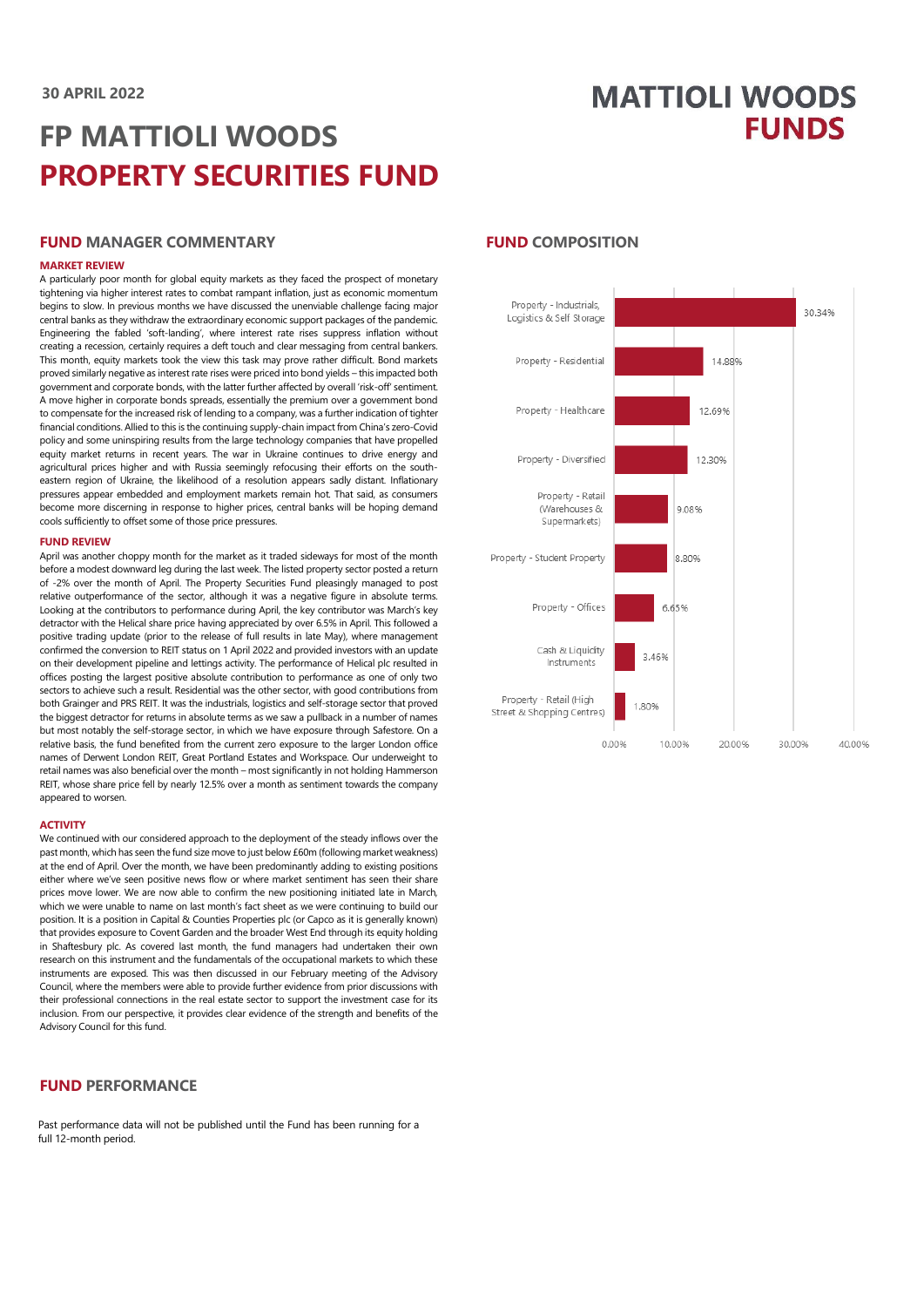30 APRIL 2022

# FP MATTIOLI WOODS PROPERTY SECURITIES FUND

MATTIOLI WOODS FUNDS

## FUND MANAGER COMMENTARY

### MARKET REVIEW

A particularly poor month for global equity markets as they faced the prospect of monetary tightening via higher interest rates to combat rampant inflation, just as economic momentum begins to slow. In previous months we have discussed the unenviable challenge facing major central banks as they withdraw the extraordinary economic support packages of the pandemic. Engineering the fabled 'soft-landing', where interest rate rises suppress inflation without creating a recession, certainly requires a deft touch and clear messaging from central bankers. This month, equity markets took the view this task may prove rather difficult. Bond markets proved similarly negative as interest rate rises were priced into bond yields – this impacted both government and corporate bonds, with the latter further affected by overall 'risk-off' sentiment. A move higher in corporate bonds spreads, essentially the premium over a government bond to compensate for the increased risk of lending to a company, was a further indication of tighter financial conditions. Allied to this is the continuing supply-chain impact from China's zero-Covid policy and some uninspiring results from the large technology companies that have propelled equity market returns in recent years. The war in Ukraine continues to drive energy and agricultural prices higher and with Russia seemingly refocusing their efforts on the south-eastern region of Ukraine, the likelihood of a resolution appears sadly distant. Inflationary pressures appear embedded and employment markets remain hot. That said, as consumers become more discerning in response to higher prices, central banks will be hoping demand cools sufficiently to offset some of those price pressures.

### FUND REVIEW

April was another choppy month for the market as it traded sideways for most of the month before a modest downward leg during the last week. The listed property sector posted a return of -2% over the month of April. The Property Securities Fund pleasingly managed to post relative outperformance of the sector, although it was a negative figure in absolute terms. Looking at the contributors to performance during April, the key contributor was March's key detractor with the Helical share price having appreciated by over 6.5% in April. This followed a positive trading update (prior to the release of full results in late May), where management confirmed the conversion to REIT status on 1 April 2022 and provided investors with an update on their development pipeline and lettings activity. The performance of Helical plc resulted in offices posting the largest positive absolute contribution to performance as one of only two sectors to achieve such a result. Residential was the other sector, with good contributions from both Grainger and PRS REIT. It was the industrials, logistics and self-storage sector that proved the biggest detractor for returns in absolute terms as we saw a pullback in a number of names but most notably the self-storage sector, in which we have exposure through Safestore. On a relative basis, the fund benefited from the current zero exposure to the larger London office names of Derwent London REIT, Great Portland Estates and Workspace. Our underweight to retail names was also beneficial over the month – most significantly in not holding Hammerson REIT, whose share price fell by nearly 12.5% over a month as sentiment towards the company appeared to worsen.

### ACTIVITY

We continued with our considered approach to the deployment of the steady inflows over the past month, which has seen the fund size move to just below £60m (following market weakness) at the end of April. Over the month, we have been predominantly adding to existing positions either where we've seen positive news flow or where market sentiment has seen their share prices move lower. We are now able to confirm the new positioning initiated late in March, which we were unable to name on last month's fact sheet as we were continuing to build our position. It is a position in Capital & Counties Properties plc (or Capco as it is generally known) that provides exposure to Covent Garden and the broader West End through its equity holding in Shaftesbury plc. As covered last month, the fund managers had undertaken their own research on this instrument and the fundamentals of the occupational markets to which these instruments are exposed. This was then discussed in our February meeting of the Advisory Council, where the members were able to provide further evidence from prior discussions with their professional connections in the real estate sector to support the investment case for its inclusion. From our perspective, it provides clear evidence of the strength and benefits of the Advisory Council for this fund.

## FUND COMPOSITION

| Sector | Weight |
|---|---|
| Property - Industrials, Logistics & Self Storage | 30.34% |
| Property - Residential | 14.88% |
| Property - Healthcare | 12.69% |
| Property - Diversified | 12.30% |
| Property - Retail (Warehouses & Supermarkets) | 9.08% |
| Property - Student Property | 8.80% |
| Property - Offices | 6.65% |
| Cash & Liquidity Instruments | 3.46% |
| Property - Retail (High Street & Shopping Centres) | 1.80% |

## FUND PERFORMANCE

Past performance data will not be published until the Fund has been running for a full 12-month period.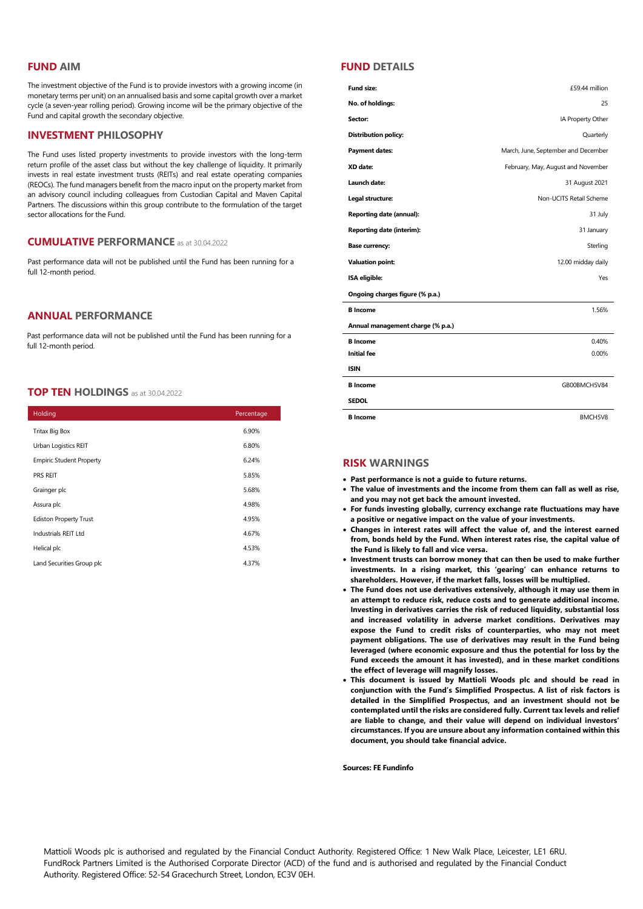## FUND AIM

The investment objective of the Fund is to provide investors with a growing income (in monetary terms per unit) on an annualised basis and some capital growth over a market cycle (a seven-year rolling period). Growing income will be the primary objective of the Fund and capital growth the secondary objective.

## INVESTMENT PHILOSOPHY

The Fund uses listed property investments to provide investors with the long-term return profile of the asset class but without the key challenge of liquidity. It primarily invests in real estate investment trusts (REITs) and real estate operating companies (REOCs). The fund managers benefit from the macro input on the property market from an advisory council including colleagues from Custodian Capital and Maven Capital Partners. The discussions within this group contribute to the formulation of the target sector allocations for the Fund.

## CUMULATIVE PERFORMANCE as at 30.04.2022

Past performance data will not be published until the Fund has been running for a full 12-month period.

## ANNUAL PERFORMANCE

Past performance data will not be published until the Fund has been running for a full 12-month period.

## TOP TEN HOLDINGS as at 30.04.2022

| Holding | Percentage |
|---|---|
| Tritax Big Box | 6.90% |
| Urban Logistics REIT | 6.80% |
| Empiric Student Property | 6.24% |
| PRS REIT | 5.85% |
| Grainger plc | 5.68% |
| Assura plc | 4.98% |
| Ediston Property Trust | 4.95% |
| Industrials REIT Ltd | 4.67% |
| Helical plc | 4.53% |
| Land Securities Group plc | 4.37% |

## FUND DETAILS

| | |
|---|---|
| **Fund size:** | £59.44 million |
| **No. of holdings:** | 25 |
| **Sector:** | IA Property Other |
| **Distribution policy:** | Quarterly |
| **Payment dates:** | March, June, September and December |
| **XD date:** | February, May, August and November |
| **Launch date:** | 31 August 2021 |
| **Legal structure:** | Non-UCITS Retail Scheme |
| **Reporting date (annual):** | 31 July |
| **Reporting date (interim):** | 31 January |
| **Base currency:** | Sterling |
| **Valuation point:** | 12.00 midday daily |
| **ISA eligible:** | Yes |
| **Ongoing charges figure (% p.a.)** | |
| **B Income** | 1.56% |
| **Annual management charge (% p.a.)** | |
| **B Income** | 0.40% |
| **Initial fee** | 0.00% |
| **ISIN** | |
| **B Income** | GB00BMCH5V84 |
| **SEDOL** | |
| **B Income** | BMCH5V8 |

## RISK WARNINGS

- **Past performance is not a guide to future returns.**
- **The value of investments and the income from them can fall as well as rise, and you may not get back the amount invested.**
- **For funds investing globally, currency exchange rate fluctuations may have a positive or negative impact on the value of your investments.**
- **Changes in interest rates will affect the value of, and the interest earned from, bonds held by the Fund. When interest rates rise, the capital value of the Fund is likely to fall and vice versa.**
- **Investment trusts can borrow money that can then be used to make further investments. In a rising market, this 'gearing' can enhance returns to shareholders. However, if the market falls, losses will be multiplied.**
- **The Fund does not use derivatives extensively, although it may use them in an attempt to reduce risk, reduce costs and to generate additional income. Investing in derivatives carries the risk of reduced liquidity, substantial loss and increased volatility in adverse market conditions. Derivatives may expose the Fund to credit risks of counterparties, who may not meet payment obligations. The use of derivatives may result in the Fund being leveraged (where economic exposure and thus the potential for loss by the Fund exceeds the amount it has invested), and in these market conditions the effect of leverage will magnify losses.**
- **This document is issued by Mattioli Woods plc and should be read in conjunction with the Fund's Simplified Prospectus. A list of risk factors is detailed in the Simplified Prospectus, and an investment should not be contemplated until the risks are considered fully. Current tax levels and relief are liable to change, and their value will depend on individual investors' circumstances. If you are unsure about any information contained within this document, you should take financial advice.**

**Sources: FE Fundinfo**

Mattioli Woods plc is authorised and regulated by the Financial Conduct Authority. Registered Office: 1 New Walk Place, Leicester, LE1 6RU. FundRock Partners Limited is the Authorised Corporate Director (ACD) of the fund and is authorised and regulated by the Financial Conduct Authority. Registered Office: 52-54 Gracechurch Street, London, EC3V 0EH.